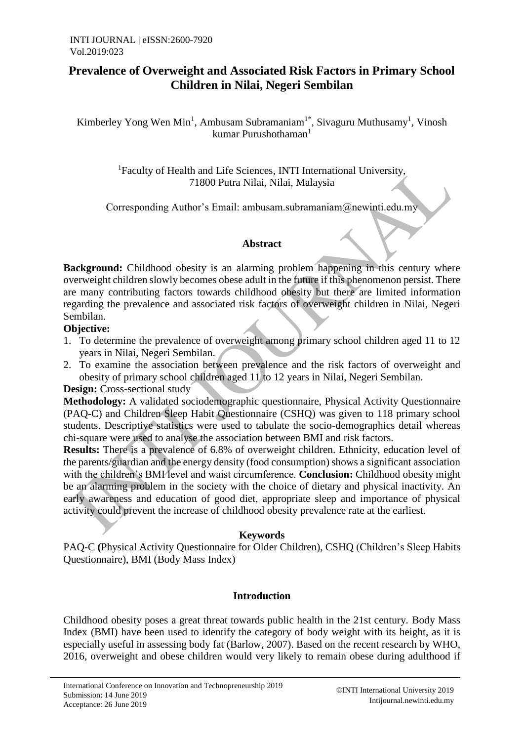# Prevalence of Overweight and Associated Risk Factors in Primary School Children in Nilai, Negeri Sembilan

Kimberley Yong Wen Min[1], Ambusam Subramaniam[1*], Sivaguru Muthusamy[1], Vinosh kumar Purushothaman[1]

[1]Faculty of Health and Life Sciences, INTI International University, 71800 Putra Nilai, Nilai, Malaysia

Corresponding Author's Email: ambusam.subramaniam@newinti.edu.my

## Abstract

**Background:** Childhood obesity is an alarming problem happening in this century where overweight children slowly becomes obese adult in the future if this phenomenon persist. There are many contributing factors towards childhood obesity but there are limited information regarding the prevalence and associated risk factors of overweight children in Nilai, Negeri Sembilan.

**Objective:**

1. To determine the prevalence of overweight among primary school children aged 11 to 12 years in Nilai, Negeri Sembilan.
2. To examine the association between prevalence and the risk factors of overweight and obesity of primary school children aged 11 to 12 years in Nilai, Negeri Sembilan.

**Design:** Cross-sectional study

**Methodology:** A validated sociodemographic questionnaire, Physical Activity Questionnaire (PAQ-C) and Children Sleep Habit Questionnaire (CSHQ) was given to 118 primary school students. Descriptive statistics were used to tabulate the socio-demographics detail whereas chi-square were used to analyse the association between BMI and risk factors.

**Results:** There is a prevalence of 6.8% of overweight children. Ethnicity, education level of the parents/guardian and the energy density (food consumption) shows a significant association with the children's BMI level and waist circumference. **Conclusion:** Childhood obesity might be an alarming problem in the society with the choice of dietary and physical inactivity. An early awareness and education of good diet, appropriate sleep and importance of physical activity could prevent the increase of childhood obesity prevalence rate at the earliest.

## Keywords

PAQ-C **(**Physical Activity Questionnaire for Older Children), CSHQ (Children's Sleep Habits Questionnaire), BMI (Body Mass Index)

## Introduction

Childhood obesity poses a great threat towards public health in the 21st century. Body Mass Index (BMI) have been used to identify the category of body weight with its height, as it is especially useful in assessing body fat (Barlow, 2007). Based on the recent research by WHO, 2016, overweight and obese children would very likely to remain obese during adulthood if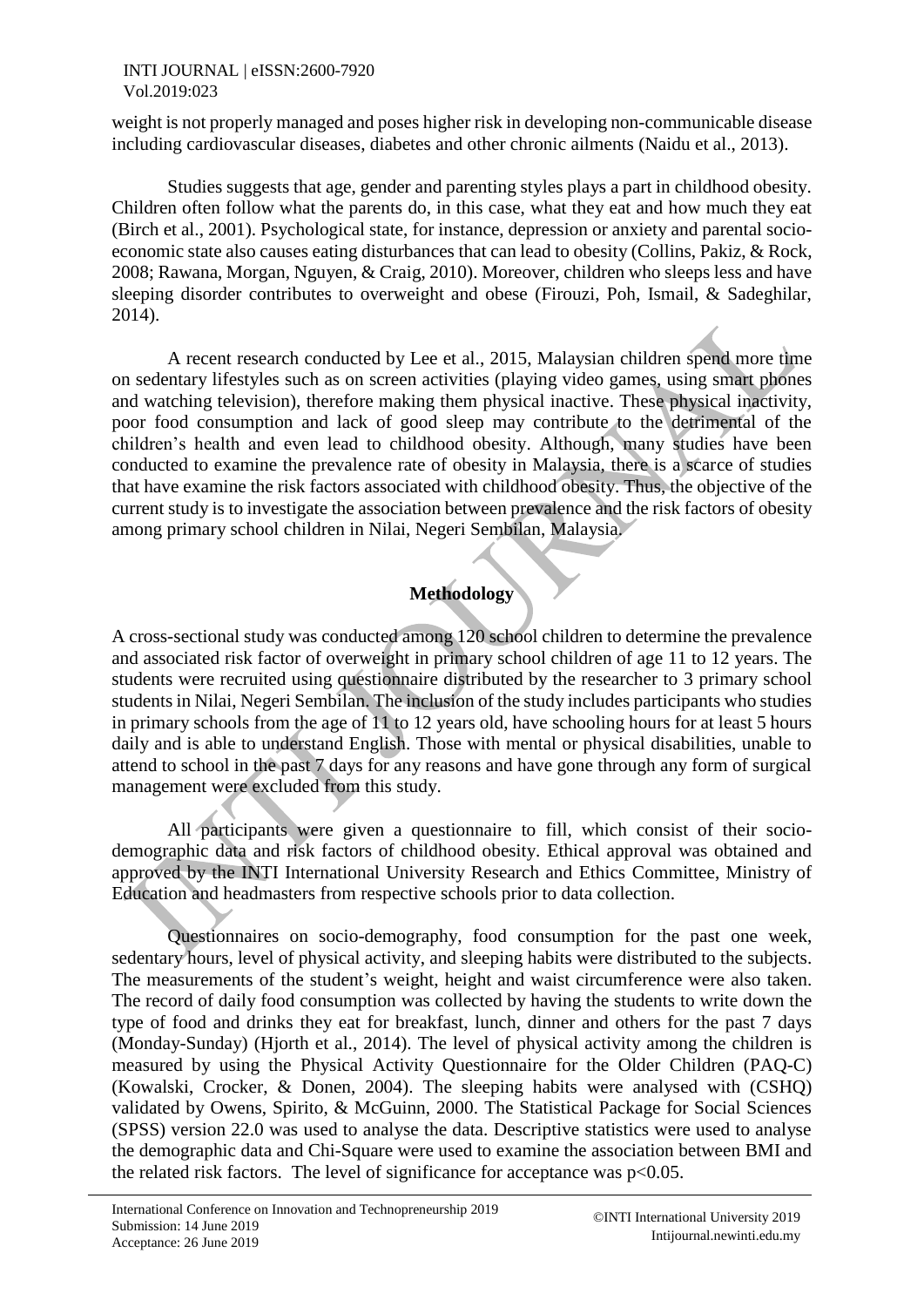weight is not properly managed and poses higher risk in developing non-communicable disease including cardiovascular diseases, diabetes and other chronic ailments (Naidu et al., 2013).

Studies suggests that age, gender and parenting styles plays a part in childhood obesity. Children often follow what the parents do, in this case, what they eat and how much they eat (Birch et al., 2001). Psychological state, for instance, depression or anxiety and parental socio-economic state also causes eating disturbances that can lead to obesity (Collins, Pakiz, & Rock, 2008; Rawana, Morgan, Nguyen, & Craig, 2010). Moreover, children who sleeps less and have sleeping disorder contributes to overweight and obese (Firouzi, Poh, Ismail, & Sadeghilar, 2014).

A recent research conducted by Lee et al., 2015, Malaysian children spend more time on sedentary lifestyles such as on screen activities (playing video games, using smart phones and watching television), therefore making them physical inactive. These physical inactivity, poor food consumption and lack of good sleep may contribute to the detrimental of the children's health and even lead to childhood obesity. Although, many studies have been conducted to examine the prevalence rate of obesity in Malaysia, there is a scarce of studies that have examine the risk factors associated with childhood obesity. Thus, the objective of the current study is to investigate the association between prevalence and the risk factors of obesity among primary school children in Nilai, Negeri Sembilan, Malaysia.

## Methodology

A cross-sectional study was conducted among 120 school children to determine the prevalence and associated risk factor of overweight in primary school children of age 11 to 12 years. The students were recruited using questionnaire distributed by the researcher to 3 primary school students in Nilai, Negeri Sembilan. The inclusion of the study includes participants who studies in primary schools from the age of 11 to 12 years old, have schooling hours for at least 5 hours daily and is able to understand English. Those with mental or physical disabilities, unable to attend to school in the past 7 days for any reasons and have gone through any form of surgical management were excluded from this study.

All participants were given a questionnaire to fill, which consist of their socio-demographic data and risk factors of childhood obesity. Ethical approval was obtained and approved by the INTI International University Research and Ethics Committee, Ministry of Education and headmasters from respective schools prior to data collection.

Questionnaires on socio-demography, food consumption for the past one week, sedentary hours, level of physical activity, and sleeping habits were distributed to the subjects. The measurements of the student's weight, height and waist circumference were also taken. The record of daily food consumption was collected by having the students to write down the type of food and drinks they eat for breakfast, lunch, dinner and others for the past 7 days (Monday-Sunday) (Hjorth et al., 2014). The level of physical activity among the children is measured by using the Physical Activity Questionnaire for the Older Children (PAQ-C) (Kowalski, Crocker, & Donen, 2004). The sleeping habits were analysed with (CSHQ) validated by Owens, Spirito, & McGuinn, 2000. The Statistical Package for Social Sciences (SPSS) version 22.0 was used to analyse the data. Descriptive statistics were used to analyse the demographic data and Chi-Square were used to examine the association between BMI and the related risk factors. The level of significance for acceptance was $p<0.05$.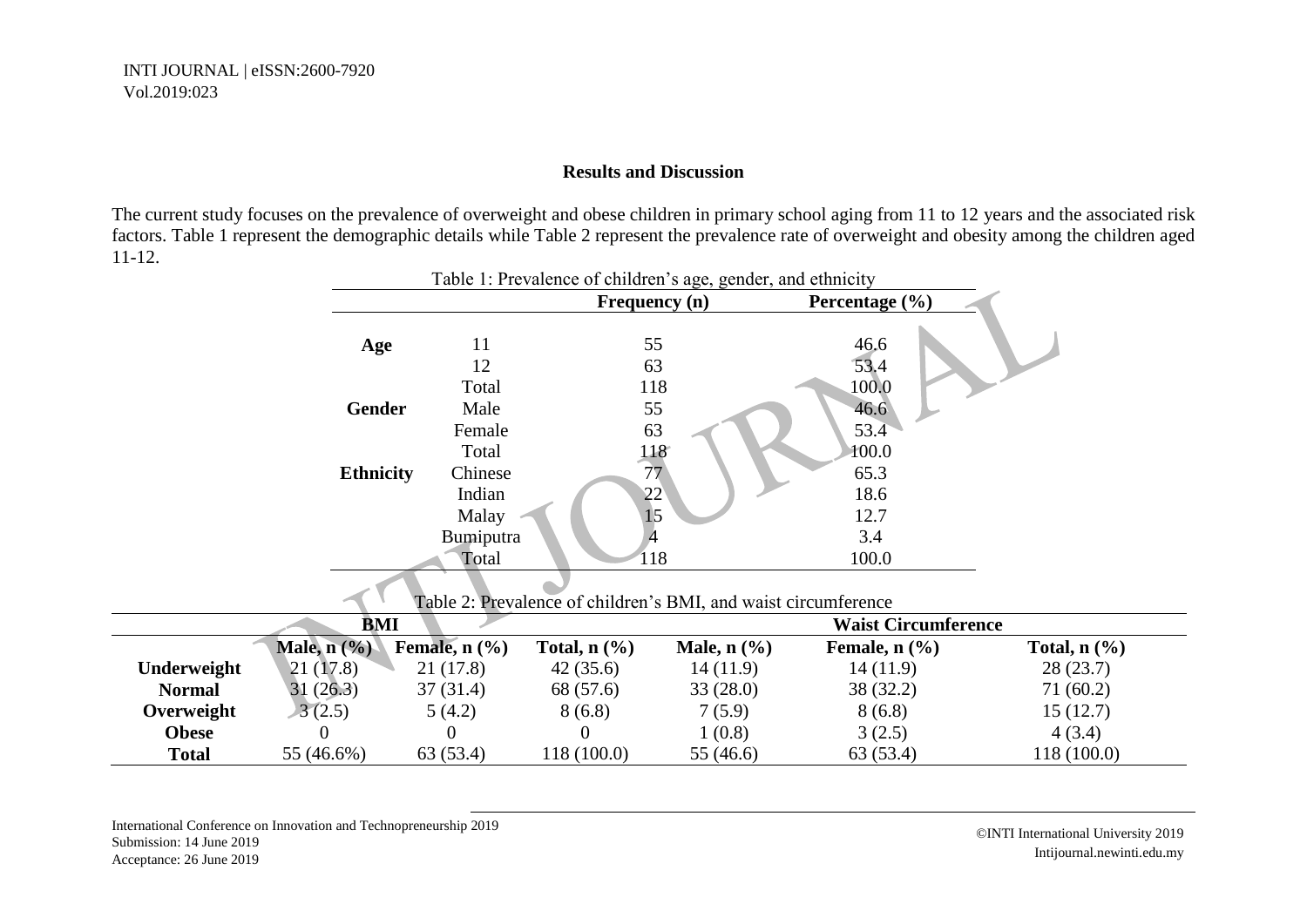## Results and Discussion

The current study focuses on the prevalence of overweight and obese children in primary school aging from 11 to 12 years and the associated risk factors. Table 1 represent the demographic details while Table 2 represent the prevalence rate of overweight and obesity among the children aged 11-12.

Table 1: Prevalence of children's age, gender, and ethnicity

| | | Frequency (n) | Percentage (%) |
|---|---|---|---|
| **Age** | 11 | 55 | 46.6 |
| | 12 | 63 | 53.4 |
| | Total | 118 | 100.0 |
| **Gender** | Male | 55 | 46.6 |
| | Female | 63 | 53.4 |
| | Total | 118 | 100.0 |
| **Ethnicity** | Chinese | 77 | 65.3 |
| | Indian | 22 | 18.6 |
| | Malay | 15 | 12.7 |
| | Bumiputra | 4 | 3.4 |
| | Total | 118 | 100.0 |

Table 2: Prevalence of children's BMI, and waist circumference

| | BMI | | | Waist Circumference | | |
|---|---|---|---|---|---|---|
| | Male, n (%) | Female, n (%) | Total, n (%) | Male, n (%) | Female, n (%) | Total, n (%) |
| **Underweight** | 21 (17.8) | 21 (17.8) | 42 (35.6) | 14 (11.9) | 14 (11.9) | 28 (23.7) |
| **Normal** | 31 (26.3) | 37 (31.4) | 68 (57.6) | 33 (28.0) | 38 (32.2) | 71 (60.2) |
| **Overweight** | 3 (2.5) | 5 (4.2) | 8 (6.8) | 7 (5.9) | 8 (6.8) | 15 (12.7) |
| **Obese** | 0 | 0 | 0 | 1 (0.8) | 3 (2.5) | 4 (3.4) |
| **Total** | 55 (46.6%) | 63 (53.4) | 118 (100.0) | 55 (46.6) | 63 (53.4) | 118 (100.0) |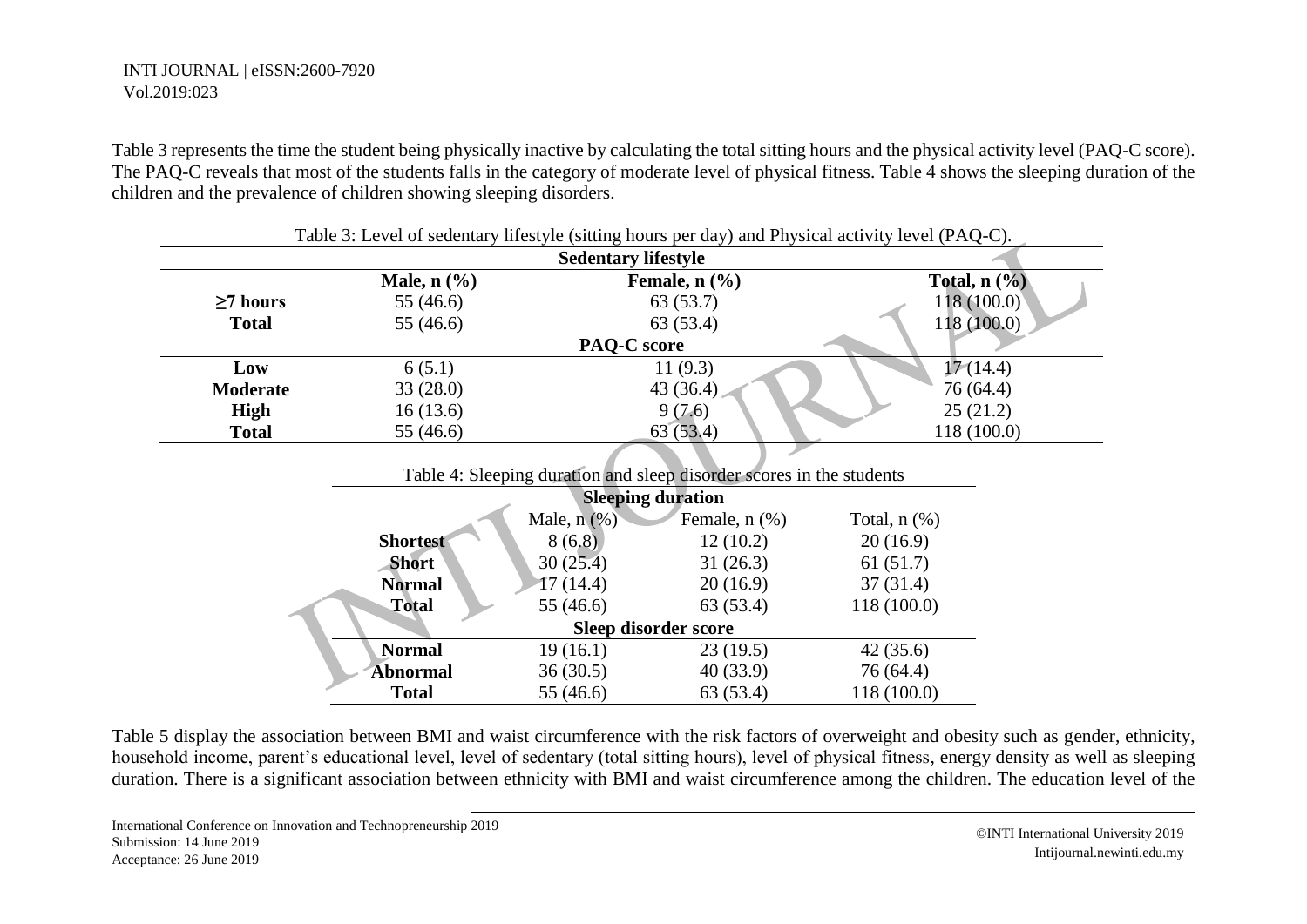Table 3 represents the time the student being physically inactive by calculating the total sitting hours and the physical activity level (PAQ-C score). The PAQ-C reveals that most of the students falls in the category of moderate level of physical fitness. Table 4 shows the sleeping duration of the children and the prevalence of children showing sleeping disorders.

Table 3: Level of sedentary lifestyle (sitting hours per day) and Physical activity level (PAQ-C).

| | **Sedentary lifestyle** | | |
|---|---|---|---|
| | **Male, n (%)** | **Female, n (%)** | **Total, n (%)** |
| **≥7 hours** | 55 (46.6) | 63 (53.7) | 118 (100.0) |
| **Total** | 55 (46.6) | 63 (53.4) | 118 (100.0) |
| | **PAQ-C score** | | |
| **Low** | 6 (5.1) | 11 (9.3) | 17 (14.4) |
| **Moderate** | 33 (28.0) | 43 (36.4) | 76 (64.4) |
| **High** | 16 (13.6) | 9 (7.6) | 25 (21.2) |
| **Total** | 55 (46.6) | 63 (53.4) | 118 (100.0) |

Table 4: Sleeping duration and sleep disorder scores in the students

| | **Sleeping duration** | | |
|---|---|---|---|
| | Male, n (%) | Female, n (%) | Total, n (%) |
| **Shortest** | 8 (6.8) | 12 (10.2) | 20 (16.9) |
| **Short** | 30 (25.4) | 31 (26.3) | 61 (51.7) |
| **Normal** | 17 (14.4) | 20 (16.9) | 37 (31.4) |
| **Total** | 55 (46.6) | 63 (53.4) | 118 (100.0) |
| | **Sleep disorder score** | | |
| **Normal** | 19 (16.1) | 23 (19.5) | 42 (35.6) |
| **Abnormal** | 36 (30.5) | 40 (33.9) | 76 (64.4) |
| **Total** | 55 (46.6) | 63 (53.4) | 118 (100.0) |

Table 5 display the association between BMI and waist circumference with the risk factors of overweight and obesity such as gender, ethnicity, household income, parent's educational level, level of sedentary (total sitting hours), level of physical fitness, energy density as well as sleeping duration. There is a significant association between ethnicity with BMI and waist circumference among the children. The education level of the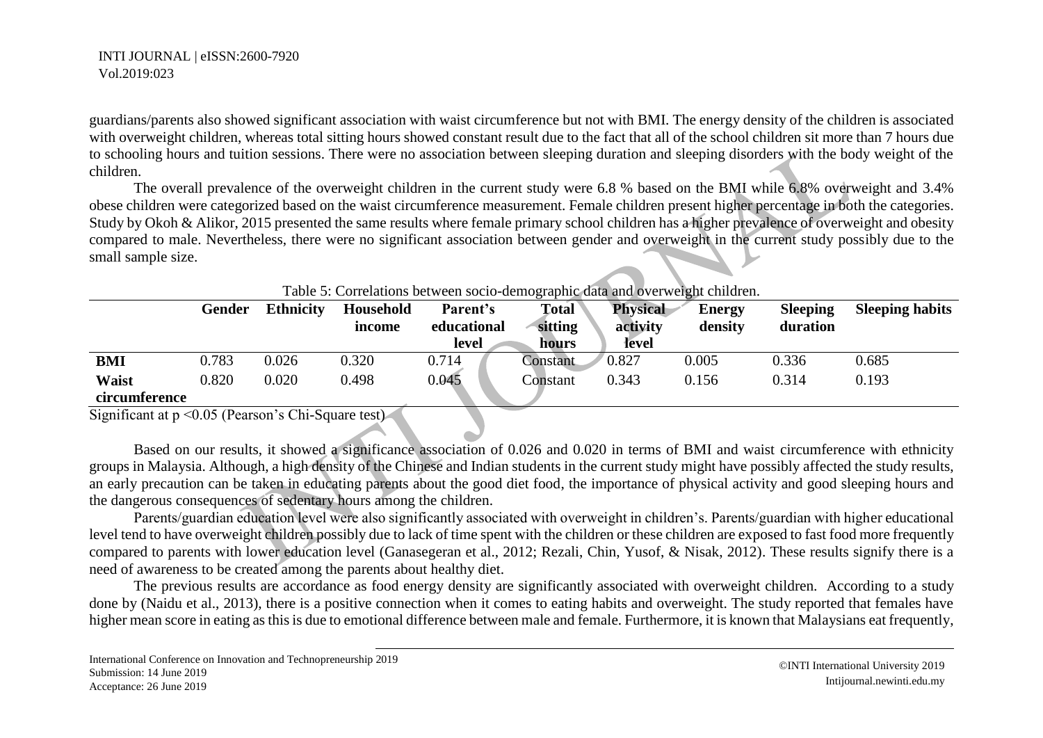guardians/parents also showed significant association with waist circumference but not with BMI. The energy density of the children is associated with overweight children, whereas total sitting hours showed constant result due to the fact that all of the school children sit more than 7 hours due to schooling hours and tuition sessions. There were no association between sleeping duration and sleeping disorders with the body weight of the children.

The overall prevalence of the overweight children in the current study were 6.8 % based on the BMI while 6.8% overweight and 3.4% obese children were categorized based on the waist circumference measurement. Female children present higher percentage in both the categories. Study by Okoh & Alikor, 2015 presented the same results where female primary school children has a higher prevalence of overweight and obesity compared to male. Nevertheless, there were no significant association between gender and overweight in the current study possibly due to the small sample size.

Table 5: Correlations between socio-demographic data and overweight children.

| | Gender | Ethnicity | Household income | Parent's educational level | Total sitting hours | Physical activity level | Energy density | Sleeping duration | Sleeping habits |
|---|---|---|---|---|---|---|---|---|---|
| **BMI** | 0.783 | 0.026 | 0.320 | 0.714 | Constant | 0.827 | 0.005 | 0.336 | 0.685 |
| **Waist circumference** | 0.820 | 0.020 | 0.498 | 0.045 | Constant | 0.343 | 0.156 | 0.314 | 0.193 |

Significant at $p < 0.05$ (Pearson's Chi-Square test)

Based on our results, it showed a significance association of 0.026 and 0.020 in terms of BMI and waist circumference with ethnicity groups in Malaysia. Although, a high density of the Chinese and Indian students in the current study might have possibly affected the study results, an early precaution can be taken in educating parents about the good diet food, the importance of physical activity and good sleeping hours and the dangerous consequences of sedentary hours among the children.

Parents/guardian education level were also significantly associated with overweight in children's. Parents/guardian with higher educational level tend to have overweight children possibly due to lack of time spent with the children or these children are exposed to fast food more frequently compared to parents with lower education level (Ganasegeran et al., 2012; Rezali, Chin, Yusof, & Nisak, 2012). These results signify there is a need of awareness to be created among the parents about healthy diet.

The previous results are accordance as food energy density are significantly associated with overweight children. According to a study done by (Naidu et al., 2013), there is a positive connection when it comes to eating habits and overweight. The study reported that females have higher mean score in eating as this is due to emotional difference between male and female. Furthermore, it is known that Malaysians eat frequently,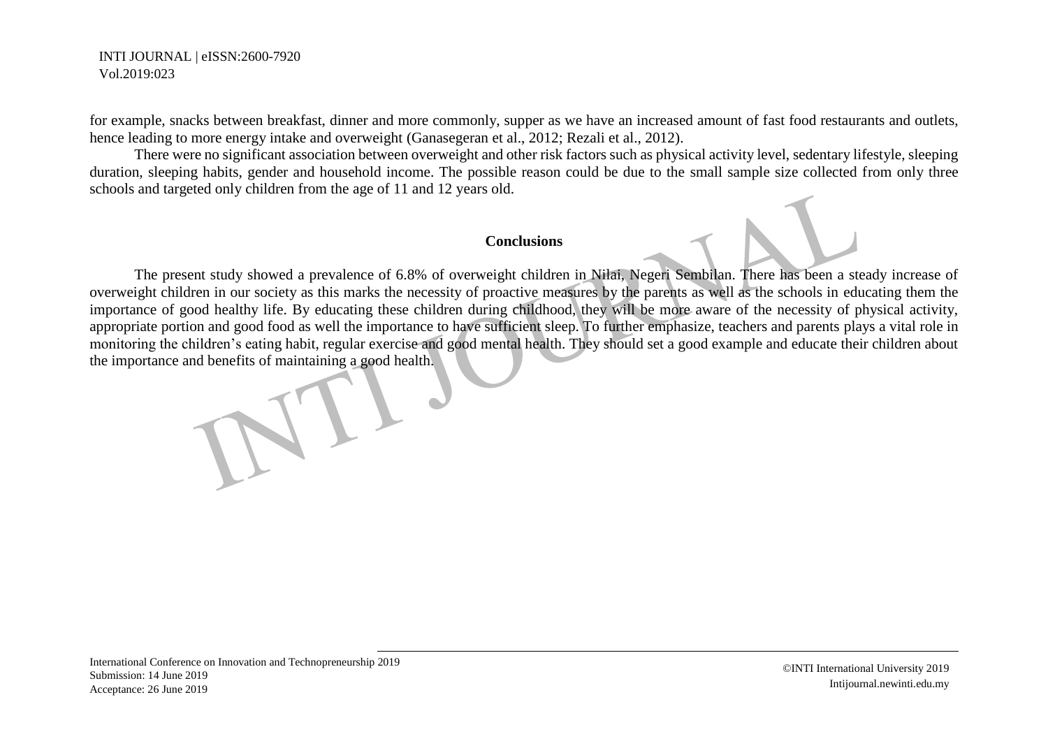for example, snacks between breakfast, dinner and more commonly, supper as we have an increased amount of fast food restaurants and outlets, hence leading to more energy intake and overweight (Ganasegeran et al., 2012; Rezali et al., 2012).

There were no significant association between overweight and other risk factors such as physical activity level, sedentary lifestyle, sleeping duration, sleeping habits, gender and household income. The possible reason could be due to the small sample size collected from only three schools and targeted only children from the age of 11 and 12 years old.

## Conclusions

The present study showed a prevalence of 6.8% of overweight children in Nilai, Negeri Sembilan. There has been a steady increase of overweight children in our society as this marks the necessity of proactive measures by the parents as well as the schools in educating them the importance of good healthy life. By educating these children during childhood, they will be more aware of the necessity of physical activity, appropriate portion and good food as well the importance to have sufficient sleep. To further emphasize, teachers and parents plays a vital role in monitoring the children's eating habit, regular exercise and good mental health. They should set a good example and educate their children about the importance and benefits of maintaining a good health.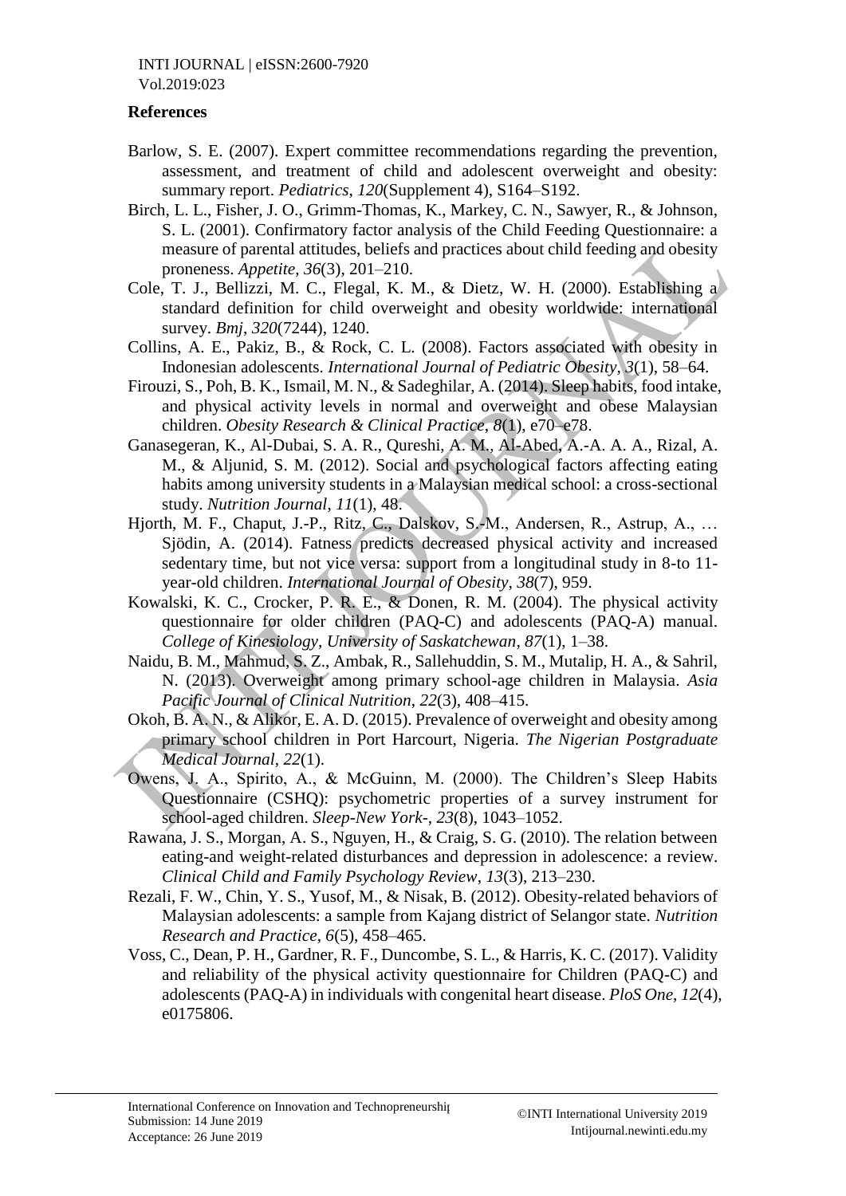## References

Barlow, S. E. (2007). Expert committee recommendations regarding the prevention, assessment, and treatment of child and adolescent overweight and obesity: summary report. *Pediatrics*, *120*(Supplement 4), S164–S192.

Birch, L. L., Fisher, J. O., Grimm-Thomas, K., Markey, C. N., Sawyer, R., & Johnson, S. L. (2001). Confirmatory factor analysis of the Child Feeding Questionnaire: a measure of parental attitudes, beliefs and practices about child feeding and obesity proneness. *Appetite*, *36*(3), 201–210.

Cole, T. J., Bellizzi, M. C., Flegal, K. M., & Dietz, W. H. (2000). Establishing a standard definition for child overweight and obesity worldwide: international survey. *Bmj*, *320*(7244), 1240.

Collins, A. E., Pakiz, B., & Rock, C. L. (2008). Factors associated with obesity in Indonesian adolescents. *International Journal of Pediatric Obesity*, *3*(1), 58–64.

Firouzi, S., Poh, B. K., Ismail, M. N., & Sadeghilar, A. (2014). Sleep habits, food intake, and physical activity levels in normal and overweight and obese Malaysian children. *Obesity Research & Clinical Practice*, *8*(1), e70–e78.

Ganasegeran, K., Al-Dubai, S. A. R., Qureshi, A. M., Al-Abed, A.-A. A. A., Rizal, A. M., & Aljunid, S. M. (2012). Social and psychological factors affecting eating habits among university students in a Malaysian medical school: a cross-sectional study. *Nutrition Journal*, *11*(1), 48.

Hjorth, M. F., Chaput, J.-P., Ritz, C., Dalskov, S.-M., Andersen, R., Astrup, A., … Sjödin, A. (2014). Fatness predicts decreased physical activity and increased sedentary time, but not vice versa: support from a longitudinal study in 8-to 11-year-old children. *International Journal of Obesity*, *38*(7), 959.

Kowalski, K. C., Crocker, P. R. E., & Donen, R. M. (2004). The physical activity questionnaire for older children (PAQ-C) and adolescents (PAQ-A) manual. *College of Kinesiology, University of Saskatchewan*, *87*(1), 1–38.

Naidu, B. M., Mahmud, S. Z., Ambak, R., Sallehuddin, S. M., Mutalip, H. A., & Sahril, N. (2013). Overweight among primary school-age children in Malaysia. *Asia Pacific Journal of Clinical Nutrition*, *22*(3), 408–415.

Okoh, B. A. N., & Alikor, E. A. D. (2015). Prevalence of overweight and obesity among primary school children in Port Harcourt, Nigeria. *The Nigerian Postgraduate Medical Journal*, *22*(1).

Owens, J. A., Spirito, A., & McGuinn, M. (2000). The Children's Sleep Habits Questionnaire (CSHQ): psychometric properties of a survey instrument for school-aged children. *Sleep-New York-*, *23*(8), 1043–1052.

Rawana, J. S., Morgan, A. S., Nguyen, H., & Craig, S. G. (2010). The relation between eating-and weight-related disturbances and depression in adolescence: a review. *Clinical Child and Family Psychology Review*, *13*(3), 213–230.

Rezali, F. W., Chin, Y. S., Yusof, M., & Nisak, B. (2012). Obesity-related behaviors of Malaysian adolescents: a sample from Kajang district of Selangor state. *Nutrition Research and Practice*, *6*(5), 458–465.

Voss, C., Dean, P. H., Gardner, R. F., Duncombe, S. L., & Harris, K. C. (2017). Validity and reliability of the physical activity questionnaire for Children (PAQ-C) and adolescents (PAQ-A) in individuals with congenital heart disease. *PloS One*, *12*(4), e0175806.